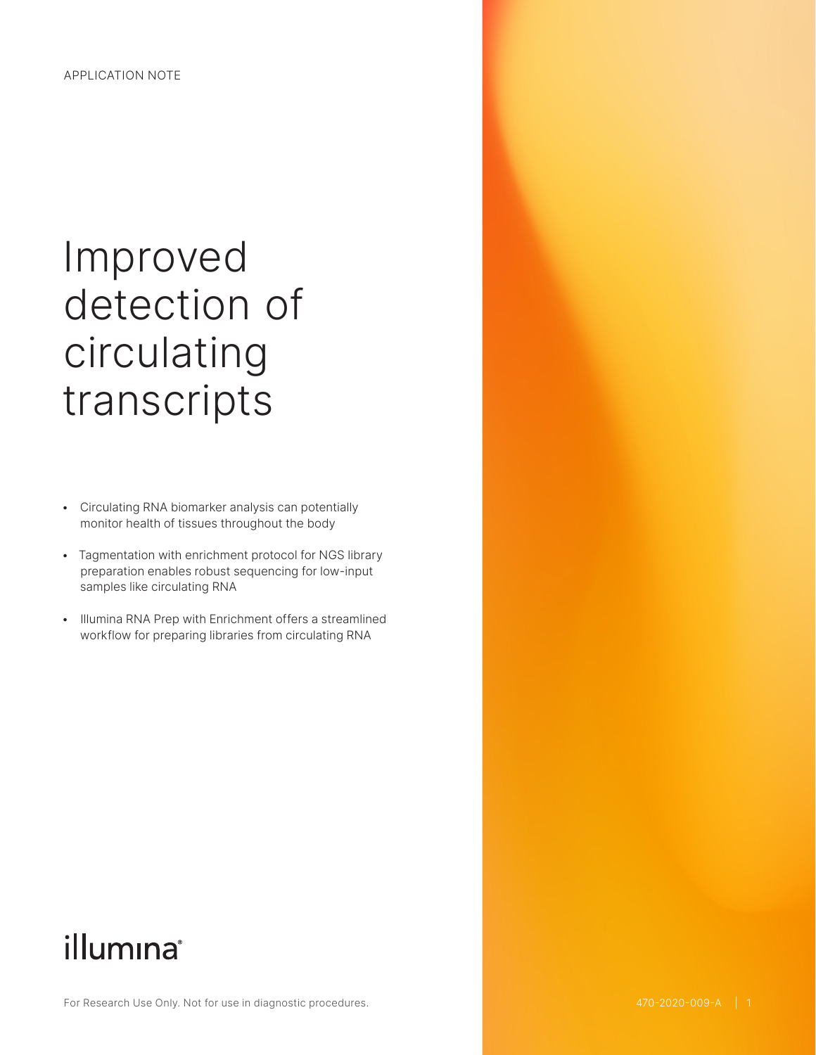APPLICATION NOTE

# Improved detection of circulating transcripts

- Circulating RNA biomarker analysis can potentially monitor health of tissues throughout the body
- Tagmentation with enrichment protocol for NGS library preparation enables robust sequencing for low-input samples like circulating RNA
- Illumina RNA Prep with Enrichment offers a streamlined workflow for preparing libraries from circulating RNA

illumina®

For Research Use Only. Not for use in diagnostic procedures.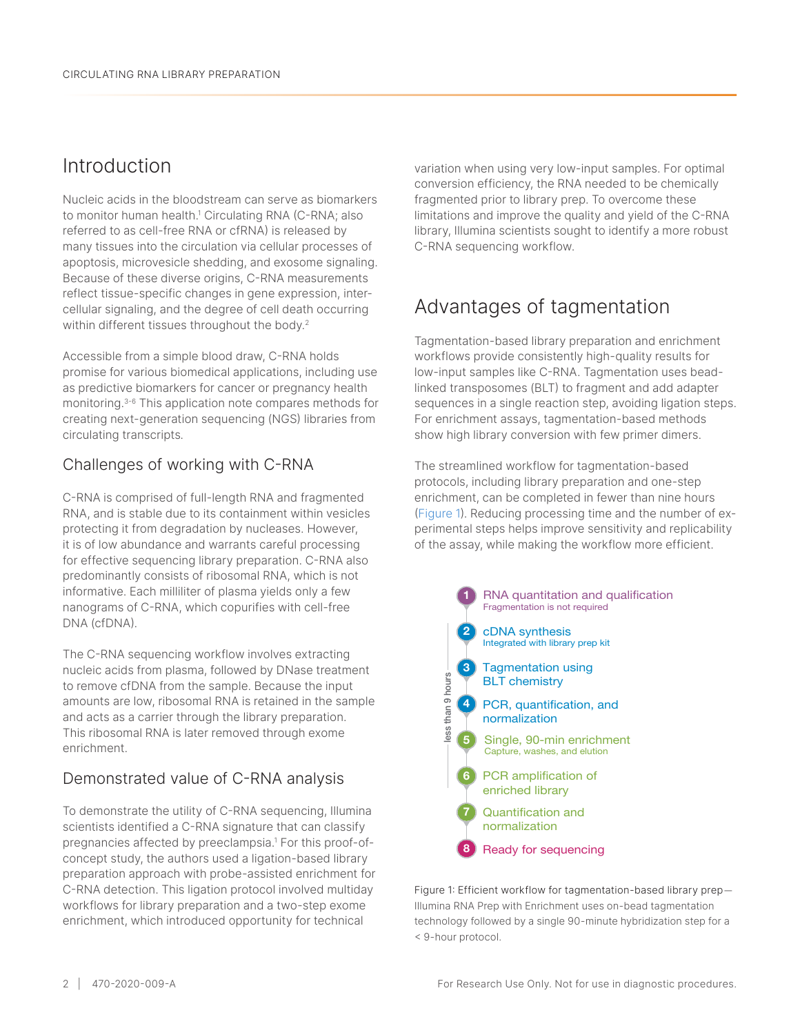## Introduction

Nucleic acids in the bloodstream can serve as biomarkers to monitor human health.[1] Circulating RNA (C-RNA; also referred to as cell-free RNA or cfRNA) is released by many tissues into the circulation via cellular processes of apoptosis, microvesicle shedding, and exosome signaling. Because of these diverse origins, C-RNA measurements reflect tissue-specific changes in gene expression, inter-cellular signaling, and the degree of cell death occurring within different tissues throughout the body.[2]

Accessible from a simple blood draw, C-RNA holds promise for various biomedical applications, including use as predictive biomarkers for cancer or pregnancy health monitoring.[3-6] This application note compares methods for creating next-generation sequencing (NGS) libraries from circulating transcripts.

### Challenges of working with C-RNA

C-RNA is comprised of full-length RNA and fragmented RNA, and is stable due to its containment within vesicles protecting it from degradation by nucleases. However, it is of low abundance and warrants careful processing for effective sequencing library preparation. C-RNA also predominantly consists of ribosomal RNA, which is not informative. Each milliliter of plasma yields only a few nanograms of C-RNA, which copurifies with cell-free DNA (cfDNA).

The C-RNA sequencing workflow involves extracting nucleic acids from plasma, followed by DNase treatment to remove cfDNA from the sample. Because the input amounts are low, ribosomal RNA is retained in the sample and acts as a carrier through the library preparation. This ribosomal RNA is later removed through exome enrichment.

### Demonstrated value of C-RNA analysis

To demonstrate the utility of C-RNA sequencing, Illumina scientists identified a C-RNA signature that can classify pregnancies affected by preeclampsia.[1] For this proof-of-concept study, the authors used a ligation-based library preparation approach with probe-assisted enrichment for C-RNA detection. This ligation protocol involved multiday workflows for library preparation and a two-step exome enrichment, which introduced opportunity for technical variation when using very low-input samples. For optimal conversion efficiency, the RNA needed to be chemically fragmented prior to library prep. To overcome these limitations and improve the quality and yield of the C-RNA library, Illumina scientists sought to identify a more robust C-RNA sequencing workflow.

## Advantages of tagmentation

Tagmentation-based library preparation and enrichment workflows provide consistently high-quality results for low-input samples like C-RNA. Tagmentation uses bead-linked transposomes (BLT) to fragment and add adapter sequences in a single reaction step, avoiding ligation steps. For enrichment assays, tagmentation-based methods show high library conversion with few primer dimers.

The streamlined workflow for tagmentation-based protocols, including library preparation and one-step enrichment, can be completed in fewer than nine hours (Figure 1). Reducing processing time and the number of experimental steps helps improve sensitivity and replicability of the assay, while making the workflow more efficient.

*less than 9 hours*

1. **RNA quantitation and qualification** — Fragmentation is not required
2. **cDNA synthesis** — Integrated with library prep kit
3. **Tagmentation using BLT chemistry**
4. **PCR, quantification, and normalization**
5. **Single, 90-min enrichment** — Capture, washes, and elution
6. **PCR amplification of enriched library**
7. **Quantification and normalization**
8. **Ready for sequencing**

Figure 1: Efficient workflow for tagmentation-based library prep—Illumina RNA Prep with Enrichment uses on-bead tagmentation technology followed by a single 90-minute hybridization step for a < 9-hour protocol.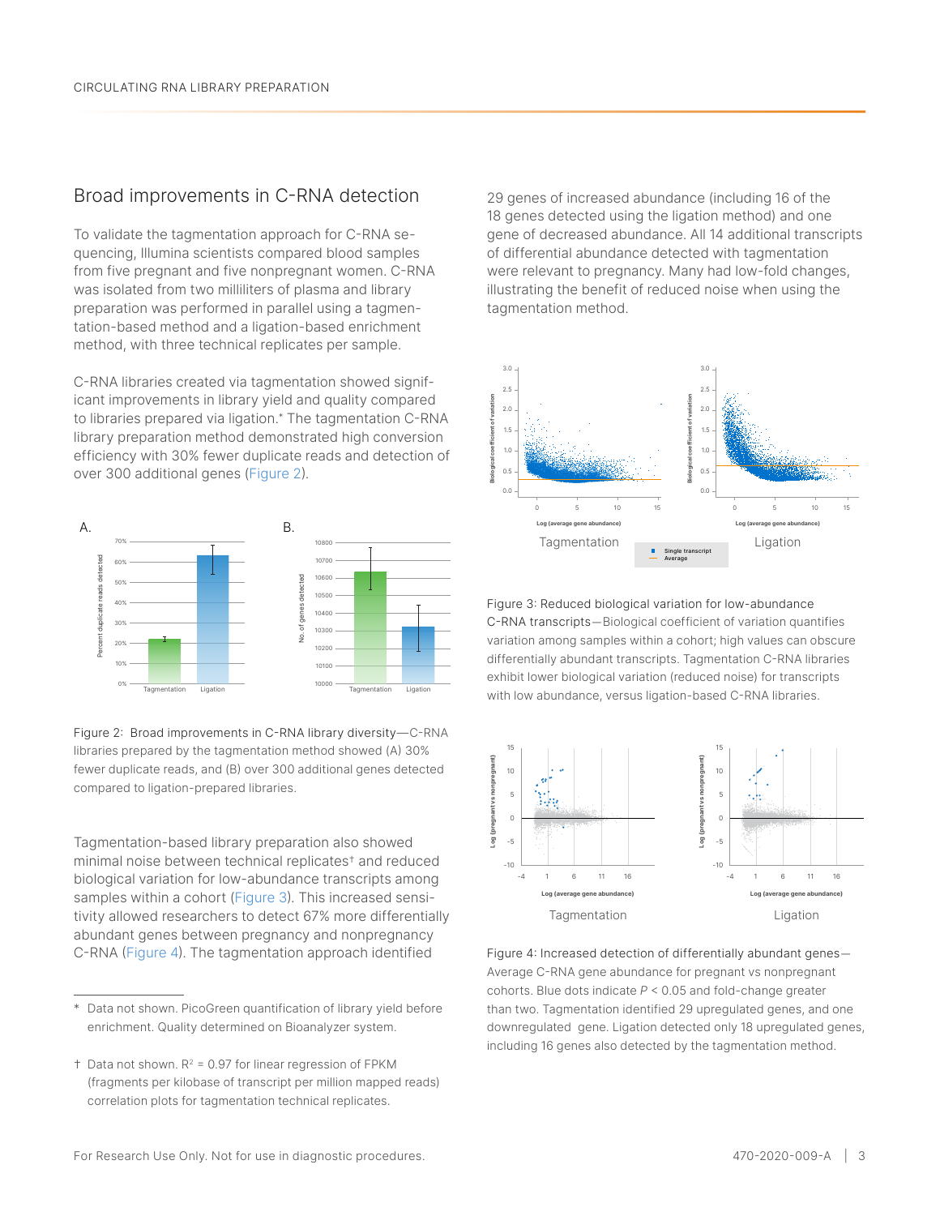## Broad improvements in C-RNA detection

To validate the tagmentation approach for C-RNA sequencing, Illumina scientists compared blood samples from five pregnant and five nonpregnant women. C-RNA was isolated from two milliliters of plasma and library preparation was performed in parallel using a tagmentation-based method and a ligation-based enrichment method, with three technical replicates per sample.

C-RNA libraries created via tagmentation showed significant improvements in library yield and quality compared to libraries prepared via ligation.* The tagmentation C-RNA library preparation method demonstrated high conversion efficiency with 30% fewer duplicate reads and detection of over 300 additional genes (Figure 2).

Figure 2: Broad improvements in C-RNA library diversity—C-RNA libraries prepared by the tagmentation method showed (A) 30% fewer duplicate reads, and (B) over 300 additional genes detected compared to ligation-prepared libraries.

Tagmentation-based library preparation also showed minimal noise between technical replicates† and reduced biological variation for low-abundance transcripts among samples within a cohort (Figure 3). This increased sensitivity allowed researchers to detect 67% more differentially abundant genes between pregnancy and nonpregnancy C-RNA (Figure 4). The tagmentation approach identified 29 genes of increased abundance (including 16 of the 18 genes detected using the ligation method) and one gene of decreased abundance. All 14 additional transcripts of differential abundance detected with tagmentation were relevant to pregnancy. Many had low-fold changes, illustrating the benefit of reduced noise when using the tagmentation method.

Figure 3: Reduced biological variation for low-abundance C-RNA transcripts—Biological coefficient of variation quantifies variation among samples within a cohort; high values can obscure differentially abundant transcripts. Tagmentation C-RNA libraries exhibit lower biological variation (reduced noise) for transcripts with low abundance, versus ligation-based C-RNA libraries.

Figure 4: Increased detection of differentially abundant genes—Average C-RNA gene abundance for pregnant vs nonpregnant cohorts. Blue dots indicate $P < 0.05$ and fold-change greater than two. Tagmentation identified 29 upregulated genes, and one downregulated gene. Ligation detected only 18 upregulated genes, including 16 genes also detected by the tagmentation method.

\* Data not shown. PicoGreen quantification of library yield before enrichment. Quality determined on Bioanalyzer system.

† Data not shown. $R^2 = 0.97$ for linear regression of FPKM (fragments per kilobase of transcript per million mapped reads) correlation plots for tagmentation technical replicates.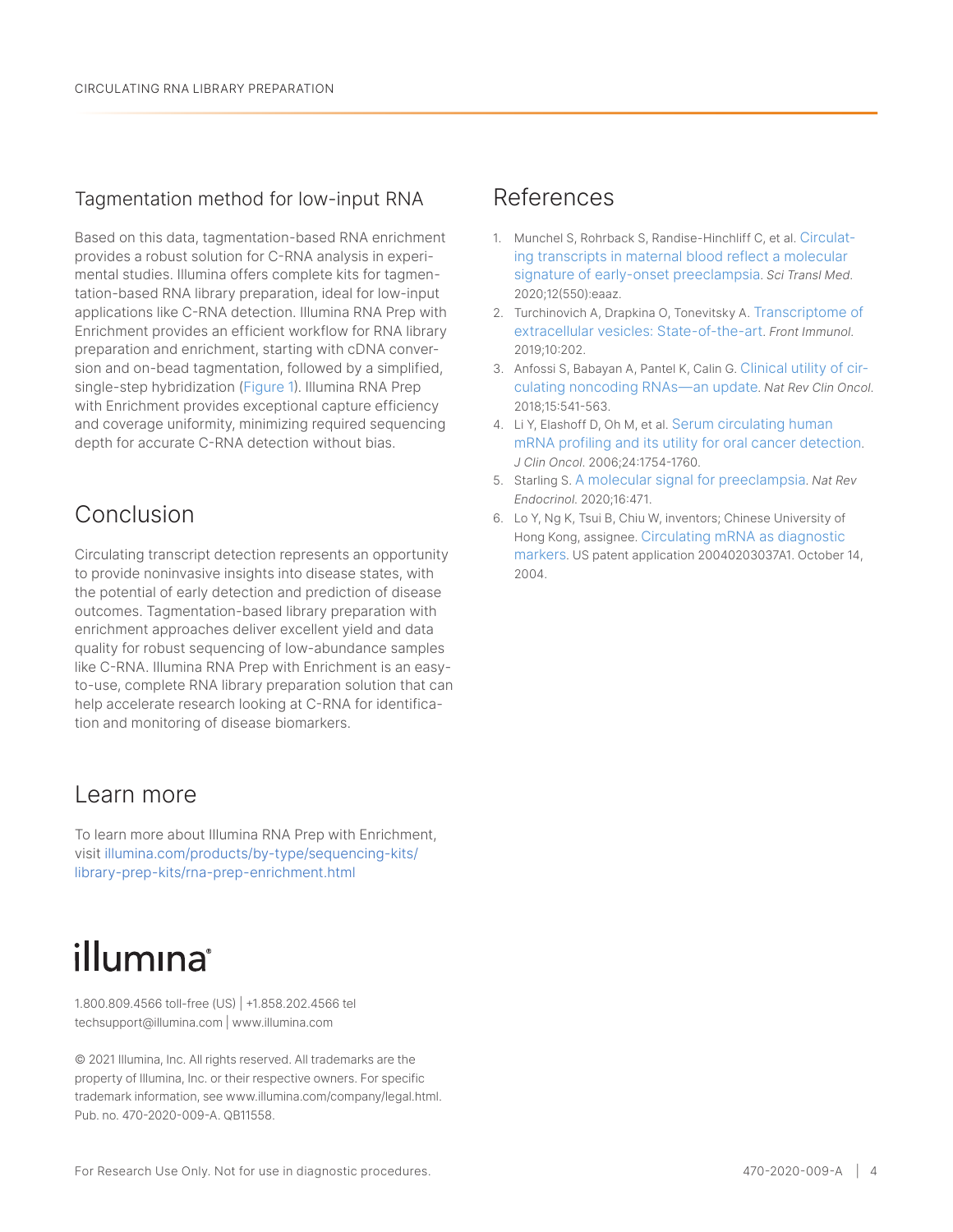## Tagmentation method for low-input RNA

Based on this data, tagmentation-based RNA enrichment provides a robust solution for C-RNA analysis in experimental studies. Illumina offers complete kits for tagmentation-based RNA library preparation, ideal for low-input applications like C-RNA detection. Illumina RNA Prep with Enrichment provides an efficient workflow for RNA library preparation and enrichment, starting with cDNA conversion and on-bead tagmentation, followed by a simplified, single-step hybridization (Figure 1). Illumina RNA Prep with Enrichment provides exceptional capture efficiency and coverage uniformity, minimizing required sequencing depth for accurate C-RNA detection without bias.

## Conclusion

Circulating transcript detection represents an opportunity to provide noninvasive insights into disease states, with the potential of early detection and prediction of disease outcomes. Tagmentation-based library preparation with enrichment approaches deliver excellent yield and data quality for robust sequencing of low-abundance samples like C-RNA. Illumina RNA Prep with Enrichment is an easy-to-use, complete RNA library preparation solution that can help accelerate research looking at C-RNA for identification and monitoring of disease biomarkers.

## Learn more

To learn more about Illumina RNA Prep with Enrichment, visit illumina.com/products/by-type/sequencing-kits/library-prep-kits/rna-prep-enrichment.html

illumina®

1.800.809.4566 toll-free (US) | +1.858.202.4566 tel
techsupport@illumina.com | www.illumina.com

© 2021 Illumina, Inc. All rights reserved. All trademarks are the property of Illumina, Inc. or their respective owners. For specific trademark information, see www.illumina.com/company/legal.html.
Pub. no. 470-2020-009-A. QB11558.

## References

1. Munchel S, Rohrback S, Randise-Hinchliff C, et al. Circulating transcripts in maternal blood reflect a molecular signature of early-onset preeclampsia. *Sci Transl Med*. 2020;12(550):eaaz.
2. Turchinovich A, Drapkina O, Tonevitsky A. Transcriptome of extracellular vesicles: State-of-the-art. *Front Immunol*. 2019;10:202.
3. Anfossi S, Babayan A, Pantel K, Calin G. Clinical utility of circulating noncoding RNAs—an update. *Nat Rev Clin Oncol*. 2018;15:541-563.
4. Li Y, Elashoff D, Oh M, et al. Serum circulating human mRNA profiling and its utility for oral cancer detection. *J Clin Oncol*. 2006;24:1754-1760.
5. Starling S. A molecular signal for preeclampsia. *Nat Rev Endocrinol*. 2020;16:471.
6. Lo Y, Ng K, Tsui B, Chiu W, inventors; Chinese University of Hong Kong, assignee. Circulating mRNA as diagnostic markers. US patent application 20040203037A1. October 14, 2004.

For Research Use Only. Not for use in diagnostic procedures.